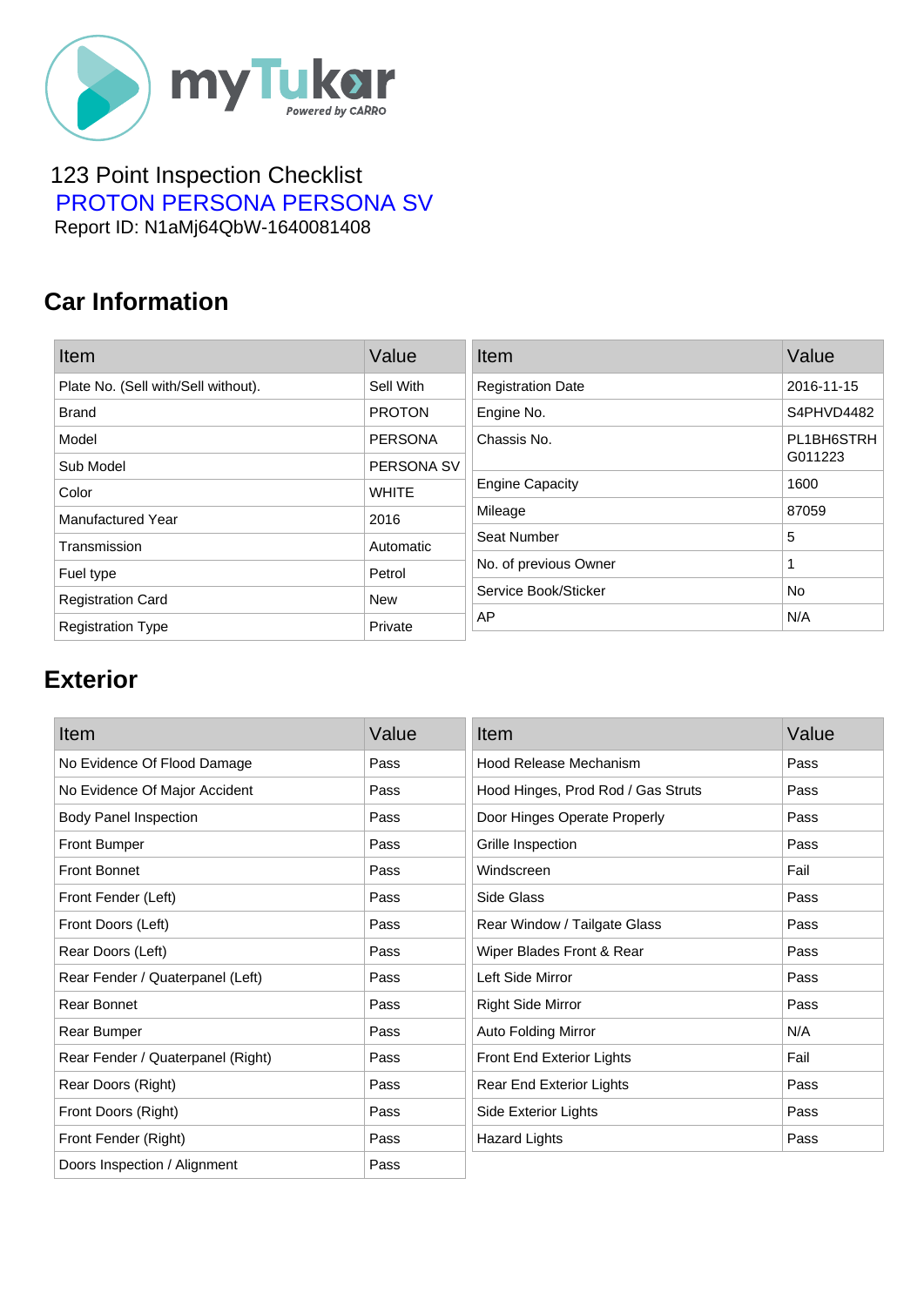myTukar Powered by CARRO

123 Point Inspection Checklist

PROTON PERSONA PERSONA SV

Report ID: N1aMj64QbW-1640081408

## Car Information

| Item | Value |
| --- | --- |
| Plate No. (Sell with/Sell without). | Sell With |
| Brand | PROTON |
| Model | PERSONA |
| Sub Model | PERSONA SV |
| Color | WHITE |
| Manufactured Year | 2016 |
| Transmission | Automatic |
| Fuel type | Petrol |
| Registration Card | New |
| Registration Type | Private |

| Item | Value |
| --- | --- |
| Registration Date | 2016-11-15 |
| Engine No. | S4PHVD4482 |
| Chassis No. | PL1BH6STRH G011223 |
| Engine Capacity | 1600 |
| Mileage | 87059 |
| Seat Number | 5 |
| No. of previous Owner | 1 |
| Service Book/Sticker | No |
| AP | N/A |

## Exterior

| Item | Value |
| --- | --- |
| No Evidence Of Flood Damage | Pass |
| No Evidence Of Major Accident | Pass |
| Body Panel Inspection | Pass |
| Front Bumper | Pass |
| Front Bonnet | Pass |
| Front Fender (Left) | Pass |
| Front Doors (Left) | Pass |
| Rear Doors (Left) | Pass |
| Rear Fender / Quaterpanel (Left) | Pass |
| Rear Bonnet | Pass |
| Rear Bumper | Pass |
| Rear Fender / Quaterpanel (Right) | Pass |
| Rear Doors (Right) | Pass |
| Front Doors (Right) | Pass |
| Front Fender (Right) | Pass |
| Doors Inspection / Alignment | Pass |

| Item | Value |
| --- | --- |
| Hood Release Mechanism | Pass |
| Hood Hinges, Prod Rod / Gas Struts | Pass |
| Door Hinges Operate Properly | Pass |
| Grille Inspection | Pass |
| Windscreen | Fail |
| Side Glass | Pass |
| Rear Window / Tailgate Glass | Pass |
| Wiper Blades Front & Rear | Pass |
| Left Side Mirror | Pass |
| Right Side Mirror | Pass |
| Auto Folding Mirror | N/A |
| Front End Exterior Lights | Fail |
| Rear End Exterior Lights | Pass |
| Side Exterior Lights | Pass |
| Hazard Lights | Pass |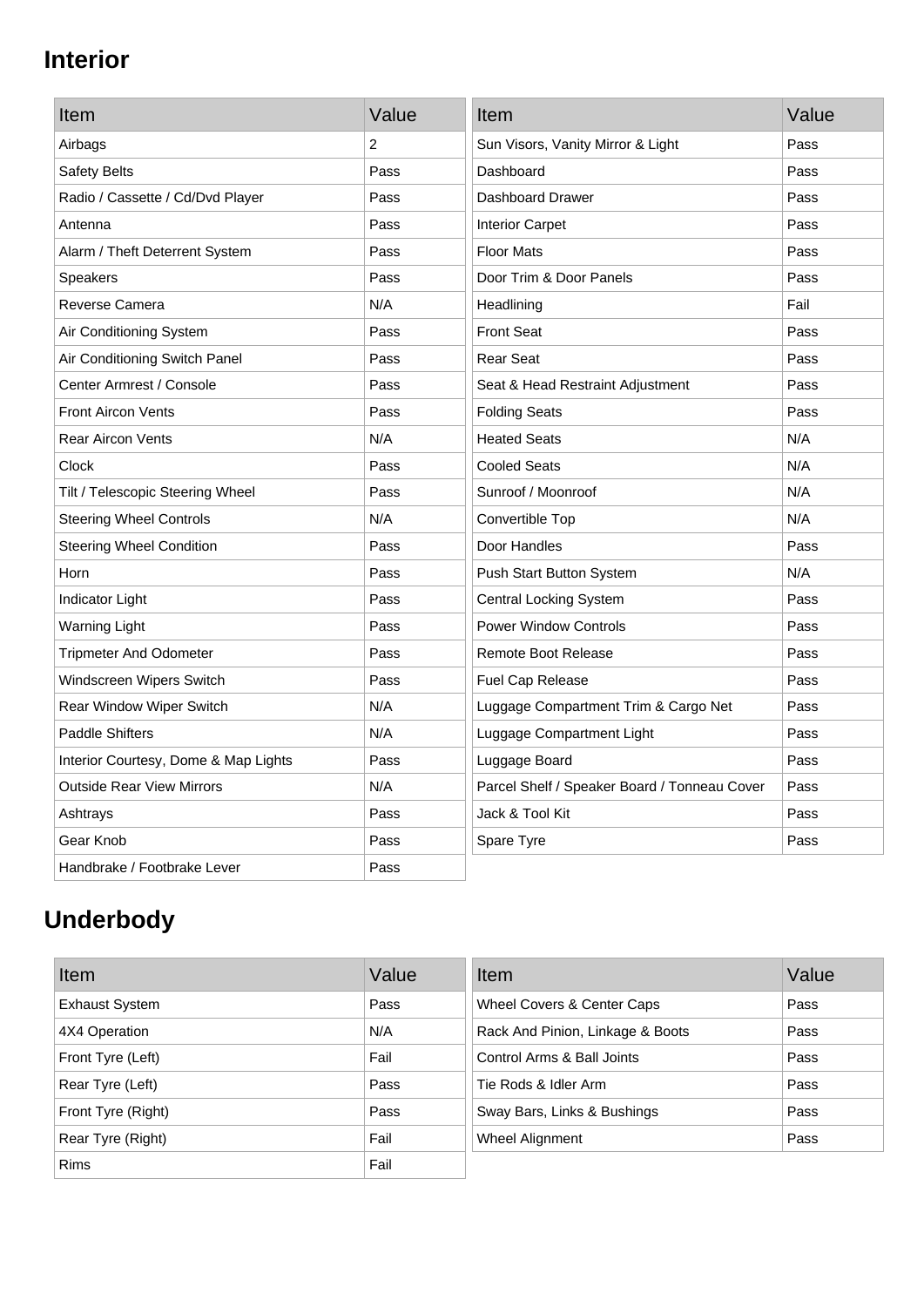## Interior

| Item | Value |
| --- | --- |
| Airbags | 2 |
| Safety Belts | Pass |
| Radio / Cassette / Cd/Dvd Player | Pass |
| Antenna | Pass |
| Alarm / Theft Deterrent System | Pass |
| Speakers | Pass |
| Reverse Camera | N/A |
| Air Conditioning System | Pass |
| Air Conditioning Switch Panel | Pass |
| Center Armrest / Console | Pass |
| Front Aircon Vents | Pass |
| Rear Aircon Vents | N/A |
| Clock | Pass |
| Tilt / Telescopic Steering Wheel | Pass |
| Steering Wheel Controls | N/A |
| Steering Wheel Condition | Pass |
| Horn | Pass |
| Indicator Light | Pass |
| Warning Light | Pass |
| Tripmeter And Odometer | Pass |
| Windscreen Wipers Switch | Pass |
| Rear Window Wiper Switch | N/A |
| Paddle Shifters | N/A |
| Interior Courtesy, Dome & Map Lights | Pass |
| Outside Rear View Mirrors | N/A |
| Ashtrays | Pass |
| Gear Knob | Pass |
| Handbrake / Footbrake Lever | Pass |

| Item | Value |
| --- | --- |
| Sun Visors, Vanity Mirror & Light | Pass |
| Dashboard | Pass |
| Dashboard Drawer | Pass |
| Interior Carpet | Pass |
| Floor Mats | Pass |
| Door Trim & Door Panels | Pass |
| Headlining | Fail |
| Front Seat | Pass |
| Rear Seat | Pass |
| Seat & Head Restraint Adjustment | Pass |
| Folding Seats | Pass |
| Heated Seats | N/A |
| Cooled Seats | N/A |
| Sunroof / Moonroof | N/A |
| Convertible Top | N/A |
| Door Handles | Pass |
| Push Start Button System | N/A |
| Central Locking System | Pass |
| Power Window Controls | Pass |
| Remote Boot Release | Pass |
| Fuel Cap Release | Pass |
| Luggage Compartment Trim & Cargo Net | Pass |
| Luggage Compartment Light | Pass |
| Luggage Board | Pass |
| Parcel Shelf / Speaker Board / Tonneau Cover | Pass |
| Jack & Tool Kit | Pass |
| Spare Tyre | Pass |

## Underbody

| Item | Value |
| --- | --- |
| Exhaust System | Pass |
| 4X4 Operation | N/A |
| Front Tyre (Left) | Fail |
| Rear Tyre (Left) | Pass |
| Front Tyre (Right) | Pass |
| Rear Tyre (Right) | Fail |
| Rims | Fail |

| Item | Value |
| --- | --- |
| Wheel Covers & Center Caps | Pass |
| Rack And Pinion, Linkage & Boots | Pass |
| Control Arms & Ball Joints | Pass |
| Tie Rods & Idler Arm | Pass |
| Sway Bars, Links & Bushings | Pass |
| Wheel Alignment | Pass |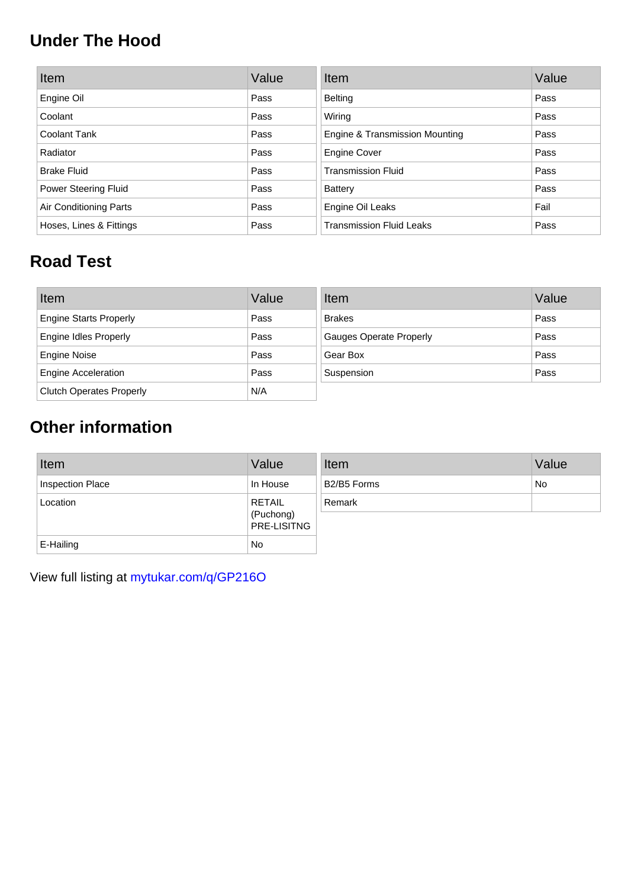## Under The Hood

| Item | Value |
|---|---|
| Engine Oil | Pass |
| Coolant | Pass |
| Coolant Tank | Pass |
| Radiator | Pass |
| Brake Fluid | Pass |
| Power Steering Fluid | Pass |
| Air Conditioning Parts | Pass |
| Hoses, Lines & Fittings | Pass |

| Item | Value |
|---|---|
| Belting | Pass |
| Wiring | Pass |
| Engine & Transmission Mounting | Pass |
| Engine Cover | Pass |
| Transmission Fluid | Pass |
| Battery | Pass |
| Engine Oil Leaks | Fail |
| Transmission Fluid Leaks | Pass |

## Road Test

| Item | Value |
|---|---|
| Engine Starts Properly | Pass |
| Engine Idles Properly | Pass |
| Engine Noise | Pass |
| Engine Acceleration | Pass |
| Clutch Operates Properly | N/A |

| Item | Value |
|---|---|
| Brakes | Pass |
| Gauges Operate Properly | Pass |
| Gear Box | Pass |
| Suspension | Pass |

## Other information

| Item | Value |
|---|---|
| Inspection Place | In House |
| Location | RETAIL (Puchong) PRE-LISITNG |
| E-Hailing | No |

| Item | Value |
|---|---|
| B2/B5 Forms | No |
| Remark | |

View full listing at mytukar.com/q/GP216O